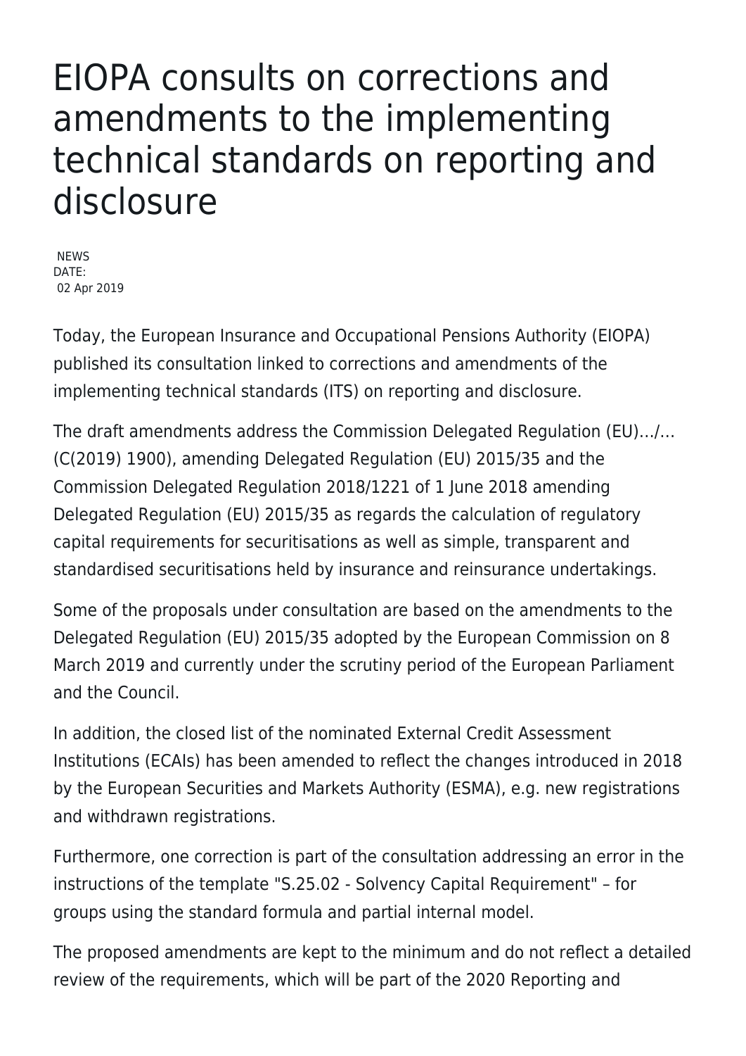# EIOPA consults on corrections and amendments to the implementing technical standards on reporting and disclosure

NEWS
DATE:
02 Apr 2019

Today, the European Insurance and Occupational Pensions Authority (EIOPA) published its consultation linked to corrections and amendments of the implementing technical standards (ITS) on reporting and disclosure.

The draft amendments address the Commission Delegated Regulation (EU)…/…(C(2019) 1900), amending Delegated Regulation (EU) 2015/35 and the Commission Delegated Regulation 2018/1221 of 1 June 2018 amending Delegated Regulation (EU) 2015/35 as regards the calculation of regulatory capital requirements for securitisations as well as simple, transparent and standardised securitisations held by insurance and reinsurance undertakings.

Some of the proposals under consultation are based on the amendments to the Delegated Regulation (EU) 2015/35 adopted by the European Commission on 8 March 2019 and currently under the scrutiny period of the European Parliament and the Council.

In addition, the closed list of the nominated External Credit Assessment Institutions (ECAIs) has been amended to reflect the changes introduced in 2018 by the European Securities and Markets Authority (ESMA), e.g. new registrations and withdrawn registrations.

Furthermore, one correction is part of the consultation addressing an error in the instructions of the template "S.25.02 - Solvency Capital Requirement" – for groups using the standard formula and partial internal model.

The proposed amendments are kept to the minimum and do not reflect a detailed review of the requirements, which will be part of the 2020 Reporting and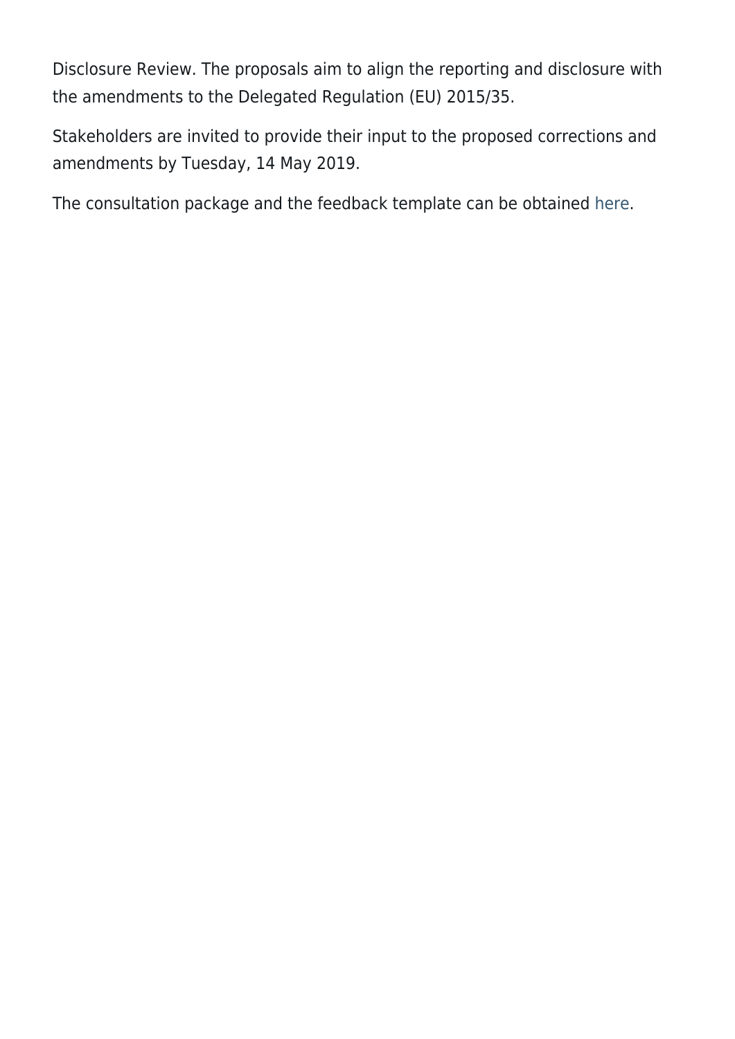Disclosure Review. The proposals aim to align the reporting and disclosure with the amendments to the Delegated Regulation (EU) 2015/35.

Stakeholders are invited to provide their input to the proposed corrections and amendments by Tuesday, 14 May 2019.

The consultation package and the feedback template can be obtained here.